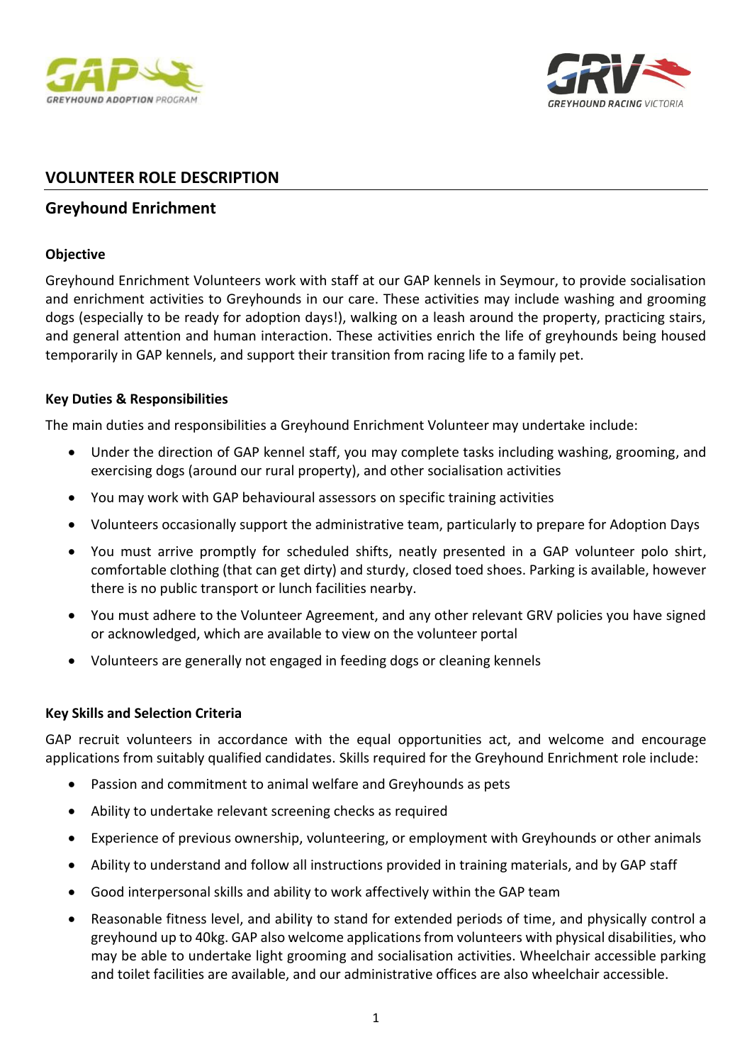## VOLUNTEER ROLE DESCRIPTION

## Greyhound Enrichment

### Objective

Greyhound Enrichment Volunteers work with staff at our GAP kennels in Seymour, to provide socialisation and enrichment activities to Greyhounds in our care. These activities may include washing and grooming dogs (especially to be ready for adoption days!), walking on a leash around the property, practicing stairs, and general attention and human interaction. These activities enrich the life of greyhounds being housed temporarily in GAP kennels, and support their transition from racing life to a family pet.

### Key Duties & Responsibilities

The main duties and responsibilities a Greyhound Enrichment Volunteer may undertake include:

- Under the direction of GAP kennel staff, you may complete tasks including washing, grooming, and exercising dogs (around our rural property), and other socialisation activities
- You may work with GAP behavioural assessors on specific training activities
- Volunteers occasionally support the administrative team, particularly to prepare for Adoption Days
- You must arrive promptly for scheduled shifts, neatly presented in a GAP volunteer polo shirt, comfortable clothing (that can get dirty) and sturdy, closed toed shoes. Parking is available, however there is no public transport or lunch facilities nearby.
- You must adhere to the Volunteer Agreement, and any other relevant GRV policies you have signed or acknowledged, which are available to view on the volunteer portal
- Volunteers are generally not engaged in feeding dogs or cleaning kennels

### Key Skills and Selection Criteria

GAP recruit volunteers in accordance with the equal opportunities act, and welcome and encourage applications from suitably qualified candidates. Skills required for the Greyhound Enrichment role include:

- Passion and commitment to animal welfare and Greyhounds as pets
- Ability to undertake relevant screening checks as required
- Experience of previous ownership, volunteering, or employment with Greyhounds or other animals
- Ability to understand and follow all instructions provided in training materials, and by GAP staff
- Good interpersonal skills and ability to work affectively within the GAP team
- Reasonable fitness level, and ability to stand for extended periods of time, and physically control a greyhound up to 40kg. GAP also welcome applications from volunteers with physical disabilities, who may be able to undertake light grooming and socialisation activities. Wheelchair accessible parking and toilet facilities are available, and our administrative offices are also wheelchair accessible.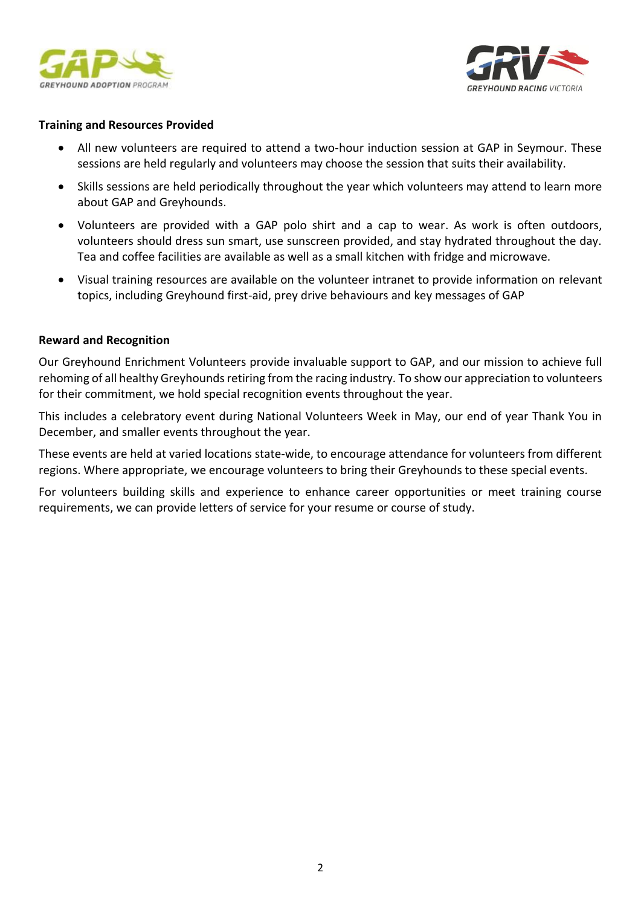**Training and Resources Provided**

- All new volunteers are required to attend a two-hour induction session at GAP in Seymour. These sessions are held regularly and volunteers may choose the session that suits their availability.
- Skills sessions are held periodically throughout the year which volunteers may attend to learn more about GAP and Greyhounds.
- Volunteers are provided with a GAP polo shirt and a cap to wear. As work is often outdoors, volunteers should dress sun smart, use sunscreen provided, and stay hydrated throughout the day. Tea and coffee facilities are available as well as a small kitchen with fridge and microwave.
- Visual training resources are available on the volunteer intranet to provide information on relevant topics, including Greyhound first-aid, prey drive behaviours and key messages of GAP

**Reward and Recognition**

Our Greyhound Enrichment Volunteers provide invaluable support to GAP, and our mission to achieve full rehoming of all healthy Greyhounds retiring from the racing industry. To show our appreciation to volunteers for their commitment, we hold special recognition events throughout the year.

This includes a celebratory event during National Volunteers Week in May, our end of year Thank You in December, and smaller events throughout the year.

These events are held at varied locations state-wide, to encourage attendance for volunteers from different regions. Where appropriate, we encourage volunteers to bring their Greyhounds to these special events.

For volunteers building skills and experience to enhance career opportunities or meet training course requirements, we can provide letters of service for your resume or course of study.